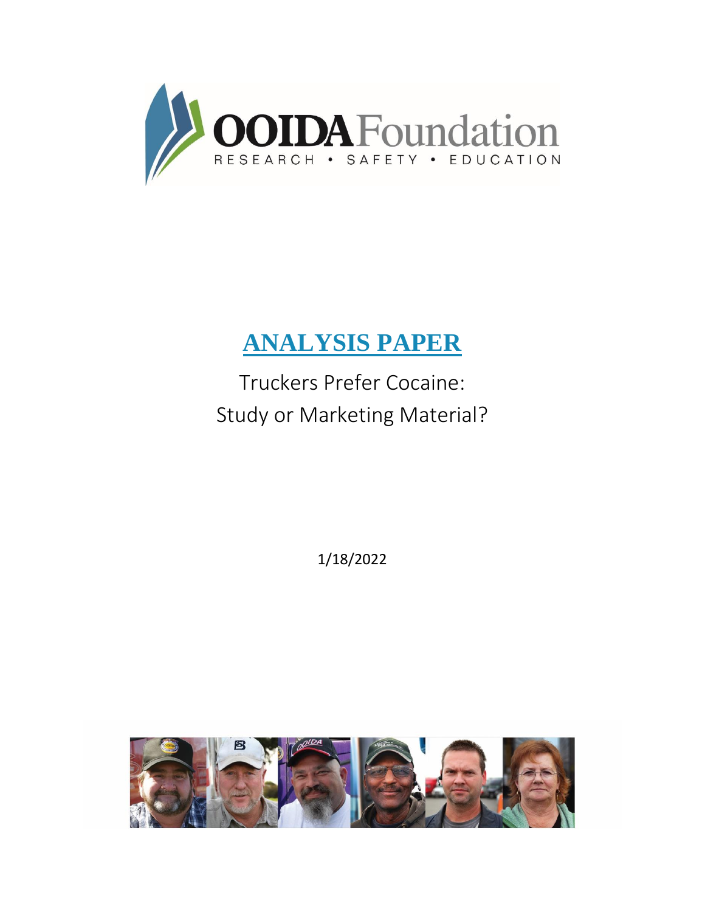OOIDA Foundation

RESEARCH • SAFETY • EDUCATION

# ANALYSIS PAPER

## Truckers Prefer Cocaine: Study or Marketing Material?

1/18/2022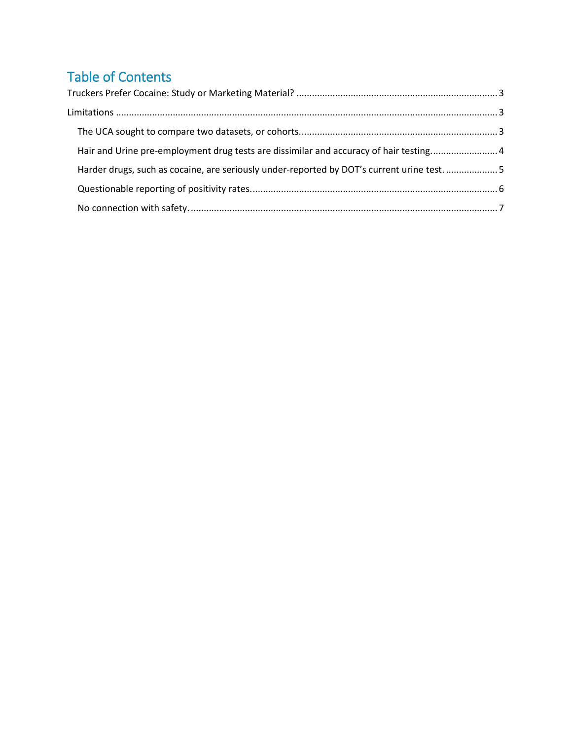# Table of Contents

Truckers Prefer Cocaine: Study or Marketing Material? .......... 3

Limitations .......... 3

- The UCA sought to compare two datasets, or cohorts. .......... 3
- Hair and Urine pre-employment drug tests are dissimilar and accuracy of hair testing. .......... 4
- Harder drugs, such as cocaine, are seriously under-reported by DOT's current urine test. .......... 5
- Questionable reporting of positivity rates. .......... 6
- No connection with safety. .......... 7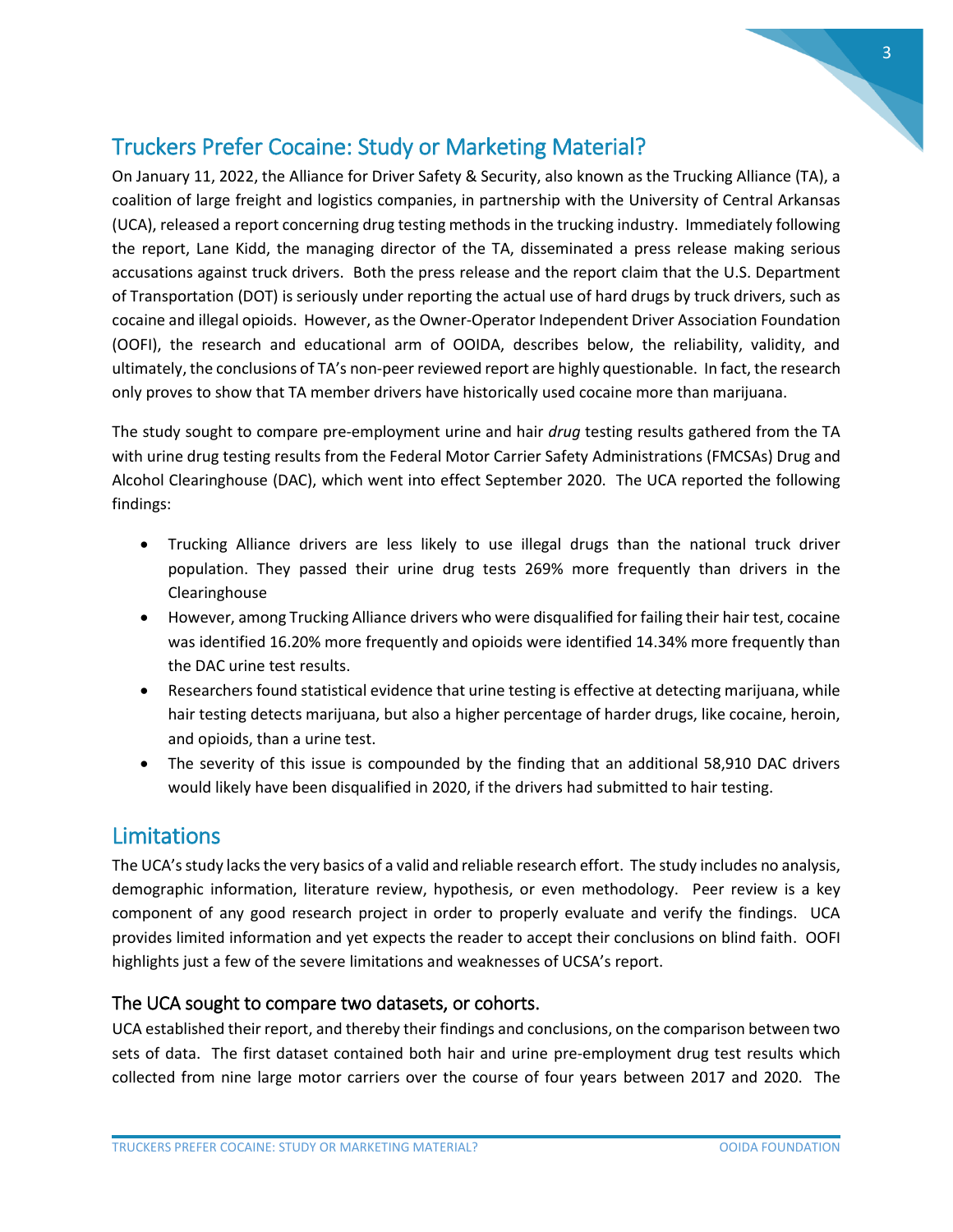## Truckers Prefer Cocaine: Study or Marketing Material?

On January 11, 2022, the Alliance for Driver Safety & Security, also known as the Trucking Alliance (TA), a coalition of large freight and logistics companies, in partnership with the University of Central Arkansas (UCA), released a report concerning drug testing methods in the trucking industry. Immediately following the report, Lane Kidd, the managing director of the TA, disseminated a press release making serious accusations against truck drivers. Both the press release and the report claim that the U.S. Department of Transportation (DOT) is seriously under reporting the actual use of hard drugs by truck drivers, such as cocaine and illegal opioids. However, as the Owner-Operator Independent Driver Association Foundation (OOFI), the research and educational arm of OOIDA, describes below, the reliability, validity, and ultimately, the conclusions of TA's non-peer reviewed report are highly questionable. In fact, the research only proves to show that TA member drivers have historically used cocaine more than marijuana.

The study sought to compare pre-employment urine and hair *drug* testing results gathered from the TA with urine drug testing results from the Federal Motor Carrier Safety Administrations (FMCSAs) Drug and Alcohol Clearinghouse (DAC), which went into effect September 2020. The UCA reported the following findings:

- Trucking Alliance drivers are less likely to use illegal drugs than the national truck driver population. They passed their urine drug tests 269% more frequently than drivers in the Clearinghouse
- However, among Trucking Alliance drivers who were disqualified for failing their hair test, cocaine was identified 16.20% more frequently and opioids were identified 14.34% more frequently than the DAC urine test results.
- Researchers found statistical evidence that urine testing is effective at detecting marijuana, while hair testing detects marijuana, but also a higher percentage of harder drugs, like cocaine, heroin, and opioids, than a urine test.
- The severity of this issue is compounded by the finding that an additional 58,910 DAC drivers would likely have been disqualified in 2020, if the drivers had submitted to hair testing.

## Limitations

The UCA's study lacks the very basics of a valid and reliable research effort. The study includes no analysis, demographic information, literature review, hypothesis, or even methodology. Peer review is a key component of any good research project in order to properly evaluate and verify the findings. UCA provides limited information and yet expects the reader to accept their conclusions on blind faith. OOFI highlights just a few of the severe limitations and weaknesses of UCSA's report.

### The UCA sought to compare two datasets, or cohorts.

UCA established their report, and thereby their findings and conclusions, on the comparison between two sets of data. The first dataset contained both hair and urine pre-employment drug test results which collected from nine large motor carriers over the course of four years between 2017 and 2020. The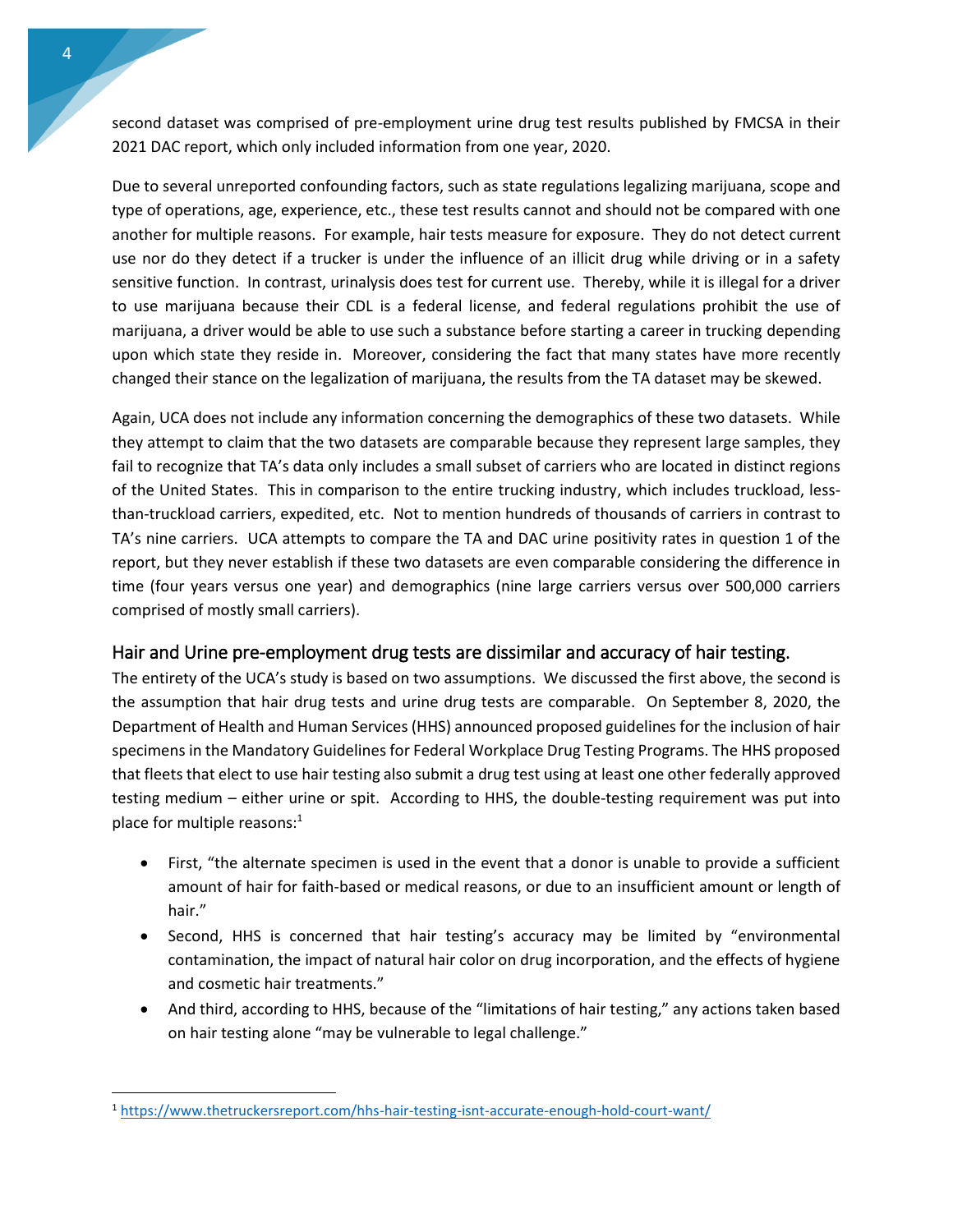second dataset was comprised of pre-employment urine drug test results published by FMCSA in their 2021 DAC report, which only included information from one year, 2020.

Due to several unreported confounding factors, such as state regulations legalizing marijuana, scope and type of operations, age, experience, etc., these test results cannot and should not be compared with one another for multiple reasons. For example, hair tests measure for exposure. They do not detect current use nor do they detect if a trucker is under the influence of an illicit drug while driving or in a safety sensitive function. In contrast, urinalysis does test for current use. Thereby, while it is illegal for a driver to use marijuana because their CDL is a federal license, and federal regulations prohibit the use of marijuana, a driver would be able to use such a substance before starting a career in trucking depending upon which state they reside in. Moreover, considering the fact that many states have more recently changed their stance on the legalization of marijuana, the results from the TA dataset may be skewed.

Again, UCA does not include any information concerning the demographics of these two datasets. While they attempt to claim that the two datasets are comparable because they represent large samples, they fail to recognize that TA's data only includes a small subset of carriers who are located in distinct regions of the United States. This in comparison to the entire trucking industry, which includes truckload, less-than-truckload carriers, expedited, etc. Not to mention hundreds of thousands of carriers in contrast to TA's nine carriers. UCA attempts to compare the TA and DAC urine positivity rates in question 1 of the report, but they never establish if these two datasets are even comparable considering the difference in time (four years versus one year) and demographics (nine large carriers versus over 500,000 carriers comprised of mostly small carriers).

## Hair and Urine pre-employment drug tests are dissimilar and accuracy of hair testing.

The entirety of the UCA's study is based on two assumptions. We discussed the first above, the second is the assumption that hair drug tests and urine drug tests are comparable. On September 8, 2020, the Department of Health and Human Services (HHS) announced proposed guidelines for the inclusion of hair specimens in the Mandatory Guidelines for Federal Workplace Drug Testing Programs. The HHS proposed that fleets that elect to use hair testing also submit a drug test using at least one other federally approved testing medium – either urine or spit. According to HHS, the double-testing requirement was put into place for multiple reasons:[1]

- First, "the alternate specimen is used in the event that a donor is unable to provide a sufficient amount of hair for faith-based or medical reasons, or due to an insufficient amount or length of hair."
- Second, HHS is concerned that hair testing's accuracy may be limited by "environmental contamination, the impact of natural hair color on drug incorporation, and the effects of hygiene and cosmetic hair treatments."
- And third, according to HHS, because of the "limitations of hair testing," any actions taken based on hair testing alone "may be vulnerable to legal challenge."

[1] https://www.thetruckersreport.com/hhs-hair-testing-isnt-accurate-enough-hold-court-want/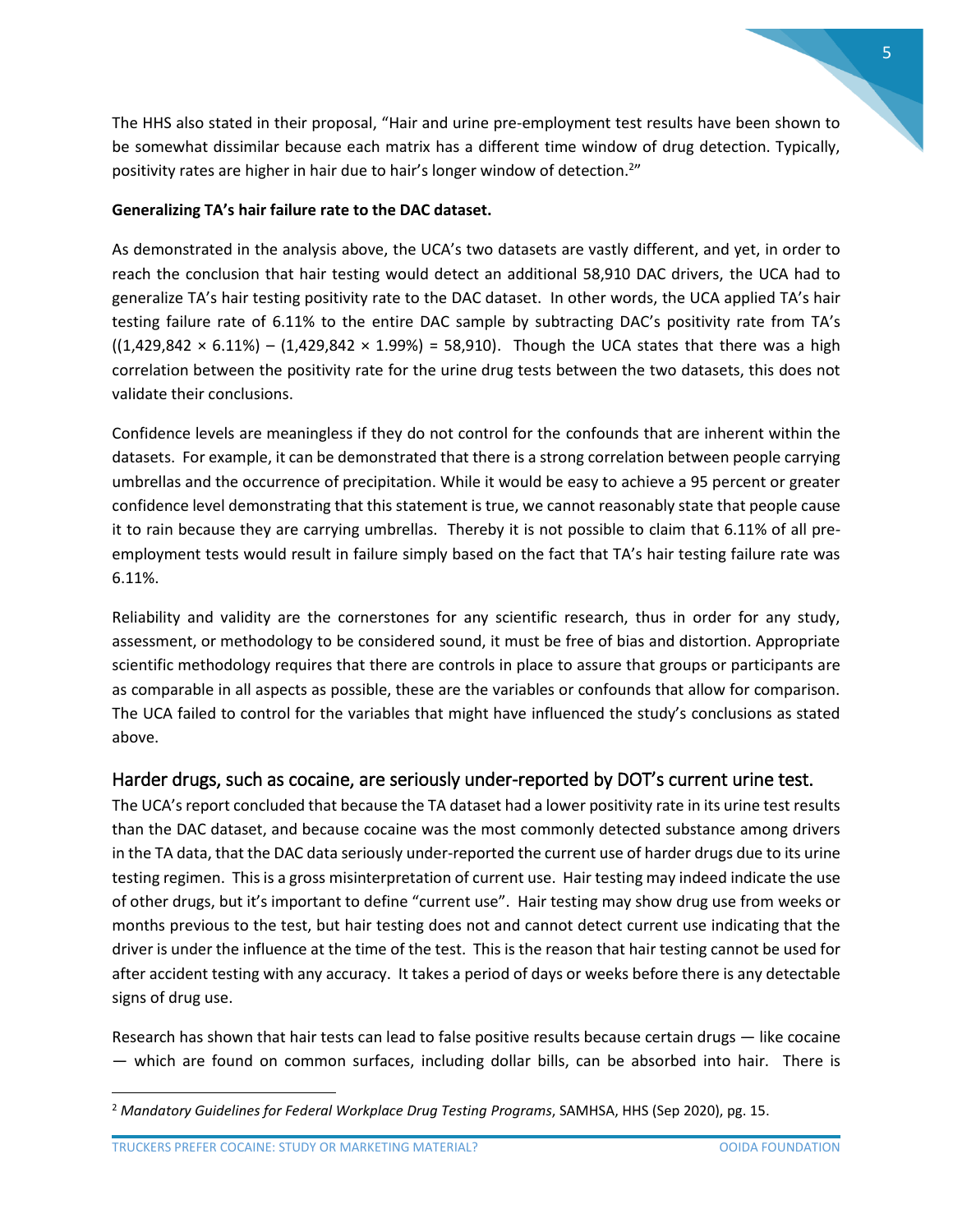The HHS also stated in their proposal, "Hair and urine pre-employment test results have been shown to be somewhat dissimilar because each matrix has a different time window of drug detection. Typically, positivity rates are higher in hair due to hair's longer window of detection.[2]"

**Generalizing TA's hair failure rate to the DAC dataset.**

As demonstrated in the analysis above, the UCA's two datasets are vastly different, and yet, in order to reach the conclusion that hair testing would detect an additional 58,910 DAC drivers, the UCA had to generalize TA's hair testing positivity rate to the DAC dataset. In other words, the UCA applied TA's hair testing failure rate of 6.11% to the entire DAC sample by subtracting DAC's positivity rate from TA's ((1,429,842 × 6.11%) – (1,429,842 × 1.99%) = 58,910). Though the UCA states that there was a high correlation between the positivity rate for the urine drug tests between the two datasets, this does not validate their conclusions.

Confidence levels are meaningless if they do not control for the confounds that are inherent within the datasets. For example, it can be demonstrated that there is a strong correlation between people carrying umbrellas and the occurrence of precipitation. While it would be easy to achieve a 95 percent or greater confidence level demonstrating that this statement is true, we cannot reasonably state that people cause it to rain because they are carrying umbrellas. Thereby it is not possible to claim that 6.11% of all pre-employment tests would result in failure simply based on the fact that TA's hair testing failure rate was 6.11%.

Reliability and validity are the cornerstones for any scientific research, thus in order for any study, assessment, or methodology to be considered sound, it must be free of bias and distortion. Appropriate scientific methodology requires that there are controls in place to assure that groups or participants are as comparable in all aspects as possible, these are the variables or confounds that allow for comparison. The UCA failed to control for the variables that might have influenced the study's conclusions as stated above.

## Harder drugs, such as cocaine, are seriously under-reported by DOT's current urine test.

The UCA's report concluded that because the TA dataset had a lower positivity rate in its urine test results than the DAC dataset, and because cocaine was the most commonly detected substance among drivers in the TA data, that the DAC data seriously under-reported the current use of harder drugs due to its urine testing regimen. This is a gross misinterpretation of current use. Hair testing may indeed indicate the use of other drugs, but it's important to define "current use". Hair testing may show drug use from weeks or months previous to the test, but hair testing does not and cannot detect current use indicating that the driver is under the influence at the time of the test. This is the reason that hair testing cannot be used for after accident testing with any accuracy. It takes a period of days or weeks before there is any detectable signs of drug use.

Research has shown that hair tests can lead to false positive results because certain drugs — like cocaine — which are found on common surfaces, including dollar bills, can be absorbed into hair. There is

[2] *Mandatory Guidelines for Federal Workplace Drug Testing Programs*, SAMHSA, HHS (Sep 2020), pg. 15.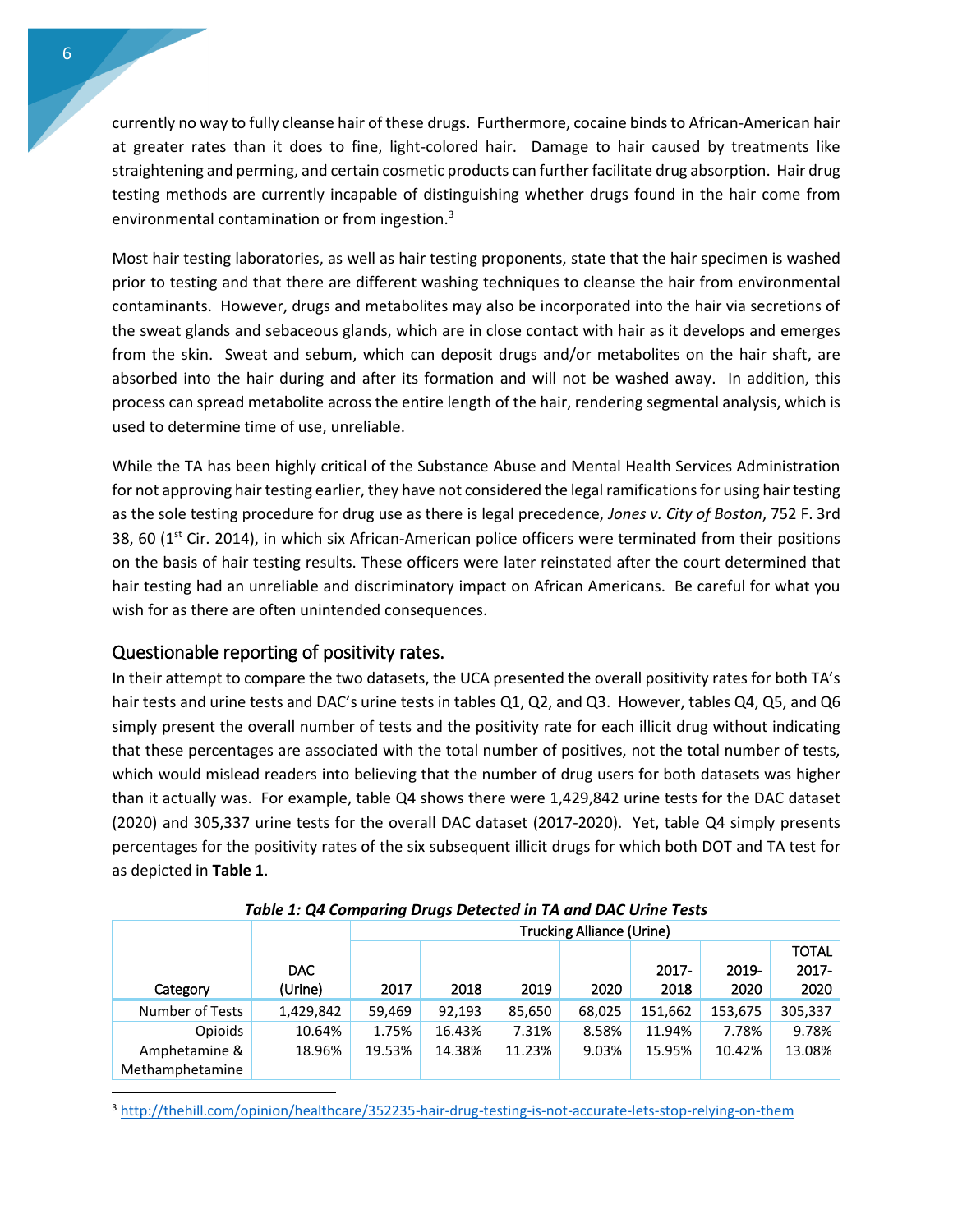currently no way to fully cleanse hair of these drugs. Furthermore, cocaine binds to African-American hair at greater rates than it does to fine, light-colored hair. Damage to hair caused by treatments like straightening and perming, and certain cosmetic products can further facilitate drug absorption. Hair drug testing methods are currently incapable of distinguishing whether drugs found in the hair come from environmental contamination or from ingestion.[3]

Most hair testing laboratories, as well as hair testing proponents, state that the hair specimen is washed prior to testing and that there are different washing techniques to cleanse the hair from environmental contaminants. However, drugs and metabolites may also be incorporated into the hair via secretions of the sweat glands and sebaceous glands, which are in close contact with hair as it develops and emerges from the skin. Sweat and sebum, which can deposit drugs and/or metabolites on the hair shaft, are absorbed into the hair during and after its formation and will not be washed away. In addition, this process can spread metabolite across the entire length of the hair, rendering segmental analysis, which is used to determine time of use, unreliable.

While the TA has been highly critical of the Substance Abuse and Mental Health Services Administration for not approving hair testing earlier, they have not considered the legal ramifications for using hair testing as the sole testing procedure for drug use as there is legal precedence, *Jones v. City of Boston*, 752 F. 3rd 38, 60 (1st Cir. 2014), in which six African-American police officers were terminated from their positions on the basis of hair testing results. These officers were later reinstated after the court determined that hair testing had an unreliable and discriminatory impact on African Americans. Be careful for what you wish for as there are often unintended consequences.

## Questionable reporting of positivity rates.

In their attempt to compare the two datasets, the UCA presented the overall positivity rates for both TA's hair tests and urine tests and DAC's urine tests in tables Q1, Q2, and Q3. However, tables Q4, Q5, and Q6 simply present the overall number of tests and the positivity rate for each illicit drug without indicating that these percentages are associated with the total number of positives, not the total number of tests, which would mislead readers into believing that the number of drug users for both datasets was higher than it actually was. For example, table Q4 shows there were 1,429,842 urine tests for the DAC dataset (2020) and 305,337 urine tests for the overall DAC dataset (2017-2020). Yet, table Q4 simply presents percentages for the positivity rates of the six subsequent illicit drugs for which both DOT and TA test for as depicted in **Table 1**.

***Table 1: Q4 Comparing Drugs Detected in TA and DAC Urine Tests***

| | | Trucking Alliance (Urine) | | | | | | |
|---|---|---|---|---|---|---|---|---|
| Category | DAC (Urine) | 2017 | 2018 | 2019 | 2020 | 2017-2018 | 2019-2020 | TOTAL 2017-2020 |
| Number of Tests | 1,429,842 | 59,469 | 92,193 | 85,650 | 68,025 | 151,662 | 153,675 | 305,337 |
| Opioids | 10.64% | 1.75% | 16.43% | 7.31% | 8.58% | 11.94% | 7.78% | 9.78% |
| Amphetamine & Methamphetamine | 18.96% | 19.53% | 14.38% | 11.23% | 9.03% | 15.95% | 10.42% | 13.08% |

[3] http://thehill.com/opinion/healthcare/352235-hair-drug-testing-is-not-accurate-lets-stop-relying-on-them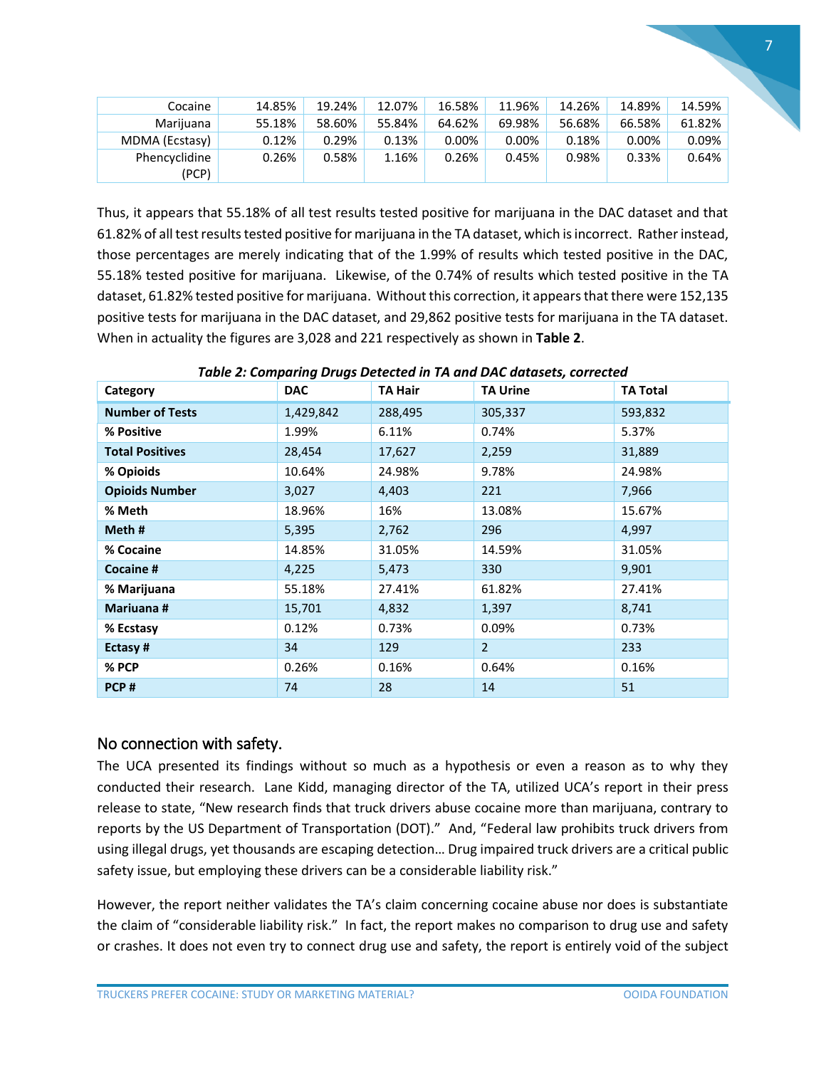| Cocaine | 14.85% | 19.24% | 12.07% | 16.58% | 11.96% | 14.26% | 14.89% | 14.59% |
|---|---|---|---|---|---|---|---|---|
| Marijuana | 55.18% | 58.60% | 55.84% | 64.62% | 69.98% | 56.68% | 66.58% | 61.82% |
| MDMA (Ecstasy) | 0.12% | 0.29% | 0.13% | 0.00% | 0.00% | 0.18% | 0.00% | 0.09% |
| Phencyclidine (PCP) | 0.26% | 0.58% | 1.16% | 0.26% | 0.45% | 0.98% | 0.33% | 0.64% |

Thus, it appears that 55.18% of all test results tested positive for marijuana in the DAC dataset and that 61.82% of all test results tested positive for marijuana in the TA dataset, which is incorrect. Rather instead, those percentages are merely indicating that of the 1.99% of results which tested positive in the DAC, 55.18% tested positive for marijuana. Likewise, of the 0.74% of results which tested positive in the TA dataset, 61.82% tested positive for marijuana. Without this correction, it appears that there were 152,135 positive tests for marijuana in the DAC dataset, and 29,862 positive tests for marijuana in the TA dataset. When in actuality the figures are 3,028 and 221 respectively as shown in **Table 2**.

***Table 2: Comparing Drugs Detected in TA and DAC datasets, corrected***

| Category | DAC | TA Hair | TA Urine | TA Total |
|---|---|---|---|---|
| **Number of Tests** | 1,429,842 | 288,495 | 305,337 | 593,832 |
| **% Positive** | 1.99% | 6.11% | 0.74% | 5.37% |
| **Total Positives** | 28,454 | 17,627 | 2,259 | 31,889 |
| **% Opioids** | 10.64% | 24.98% | 9.78% | 24.98% |
| **Opioids Number** | 3,027 | 4,403 | 221 | 7,966 |
| **% Meth** | 18.96% | 16% | 13.08% | 15.67% |
| **Meth #** | 5,395 | 2,762 | 296 | 4,997 |
| **% Cocaine** | 14.85% | 31.05% | 14.59% | 31.05% |
| **Cocaine #** | 4,225 | 5,473 | 330 | 9,901 |
| **% Marijuana** | 55.18% | 27.41% | 61.82% | 27.41% |
| **Mariuana #** | 15,701 | 4,832 | 1,397 | 8,741 |
| **% Ecstasy** | 0.12% | 0.73% | 0.09% | 0.73% |
| **Ectasy #** | 34 | 129 | 2 | 233 |
| **% PCP** | 0.26% | 0.16% | 0.64% | 0.16% |
| **PCP #** | 74 | 28 | 14 | 51 |

## No connection with safety.

The UCA presented its findings without so much as a hypothesis or even a reason as to why they conducted their research. Lane Kidd, managing director of the TA, utilized UCA's report in their press release to state, "New research finds that truck drivers abuse cocaine more than marijuana, contrary to reports by the US Department of Transportation (DOT)." And, "Federal law prohibits truck drivers from using illegal drugs, yet thousands are escaping detection… Drug impaired truck drivers are a critical public safety issue, but employing these drivers can be a considerable liability risk."

However, the report neither validates the TA's claim concerning cocaine abuse nor does is substantiate the claim of "considerable liability risk." In fact, the report makes no comparison to drug use and safety or crashes. It does not even try to connect drug use and safety, the report is entirely void of the subject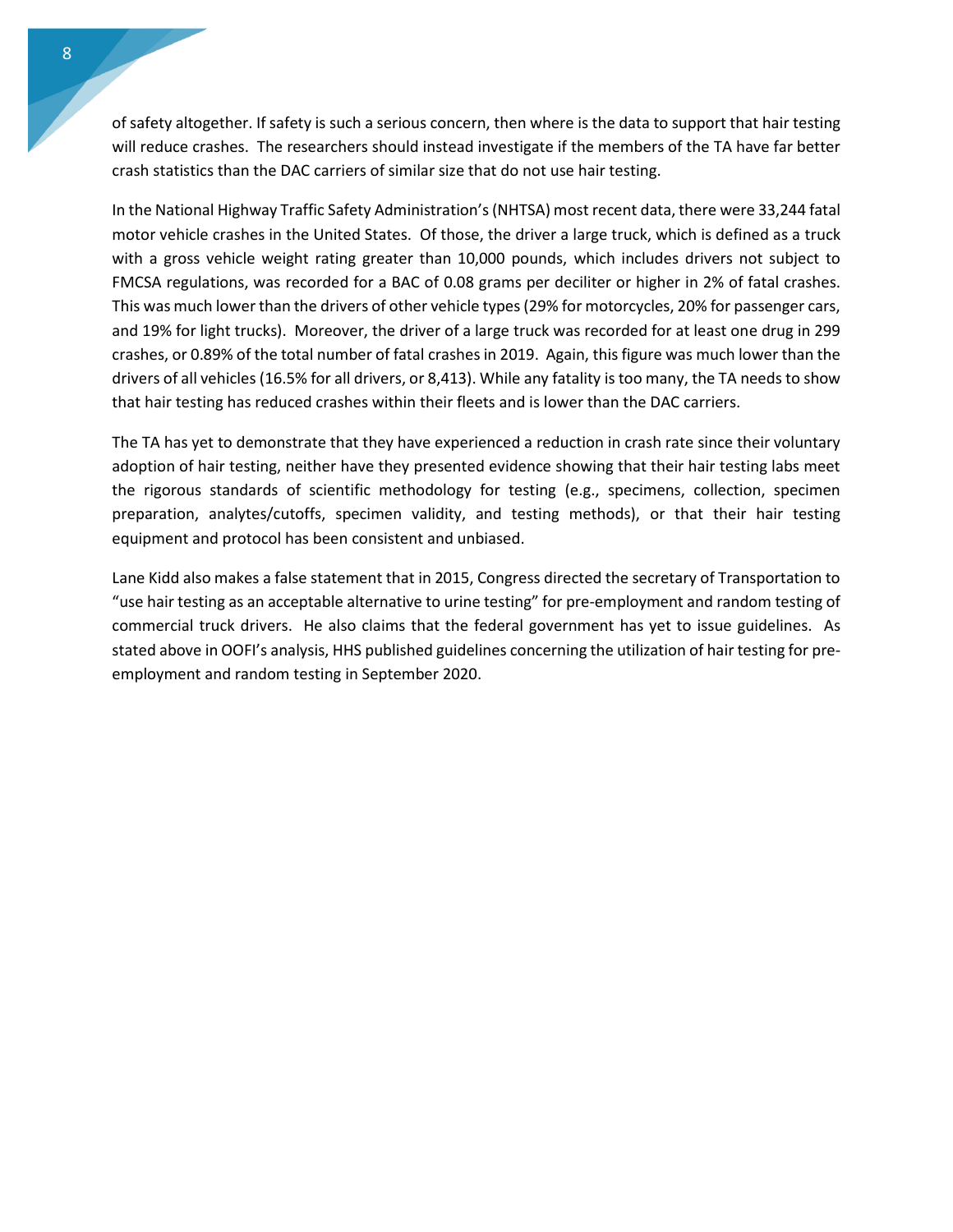of safety altogether. If safety is such a serious concern, then where is the data to support that hair testing will reduce crashes. The researchers should instead investigate if the members of the TA have far better crash statistics than the DAC carriers of similar size that do not use hair testing.

In the National Highway Traffic Safety Administration's (NHTSA) most recent data, there were 33,244 fatal motor vehicle crashes in the United States. Of those, the driver a large truck, which is defined as a truck with a gross vehicle weight rating greater than 10,000 pounds, which includes drivers not subject to FMCSA regulations, was recorded for a BAC of 0.08 grams per deciliter or higher in 2% of fatal crashes. This was much lower than the drivers of other vehicle types (29% for motorcycles, 20% for passenger cars, and 19% for light trucks). Moreover, the driver of a large truck was recorded for at least one drug in 299 crashes, or 0.89% of the total number of fatal crashes in 2019. Again, this figure was much lower than the drivers of all vehicles (16.5% for all drivers, or 8,413). While any fatality is too many, the TA needs to show that hair testing has reduced crashes within their fleets and is lower than the DAC carriers.

The TA has yet to demonstrate that they have experienced a reduction in crash rate since their voluntary adoption of hair testing, neither have they presented evidence showing that their hair testing labs meet the rigorous standards of scientific methodology for testing (e.g., specimens, collection, specimen preparation, analytes/cutoffs, specimen validity, and testing methods), or that their hair testing equipment and protocol has been consistent and unbiased.

Lane Kidd also makes a false statement that in 2015, Congress directed the secretary of Transportation to "use hair testing as an acceptable alternative to urine testing" for pre-employment and random testing of commercial truck drivers. He also claims that the federal government has yet to issue guidelines. As stated above in OOFI's analysis, HHS published guidelines concerning the utilization of hair testing for pre-employment and random testing in September 2020.